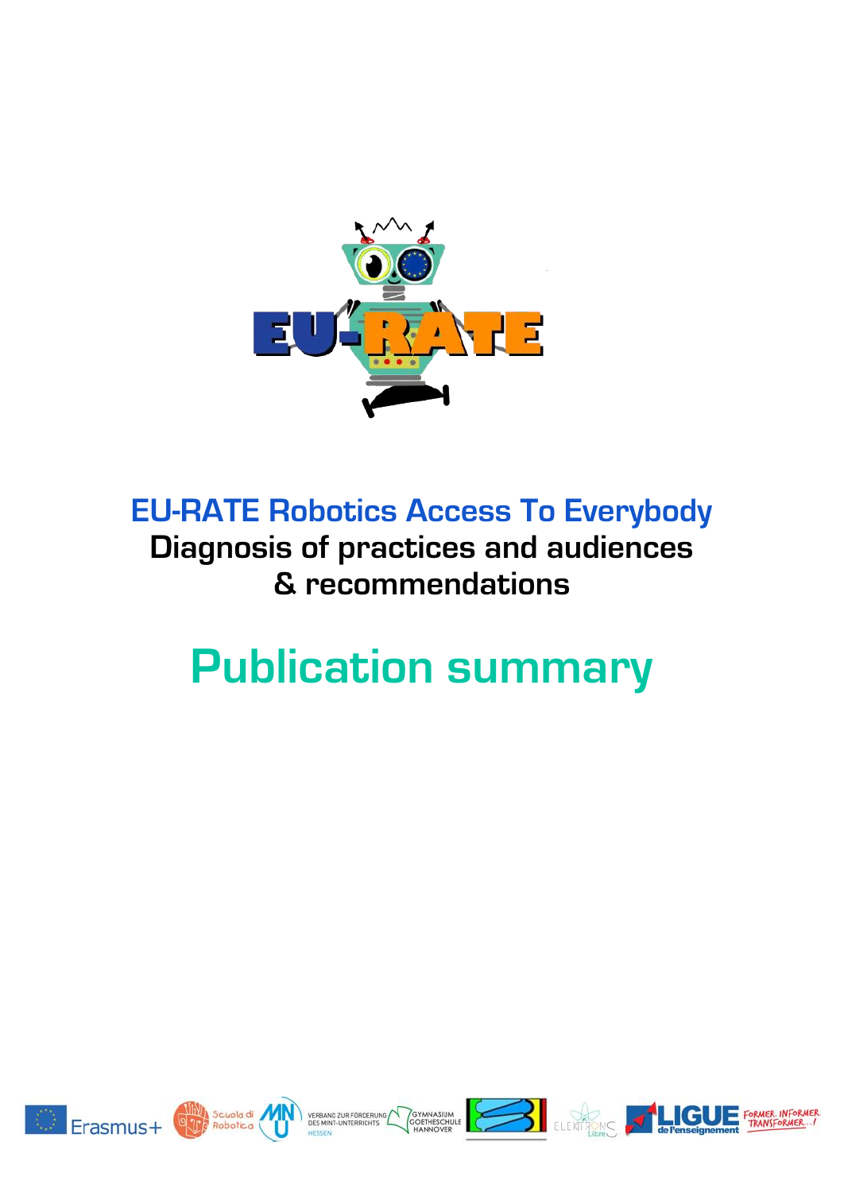# EU-RATE Robotics Access To Everybody

## Diagnosis of practices and audiences & recommendations

# Publication summary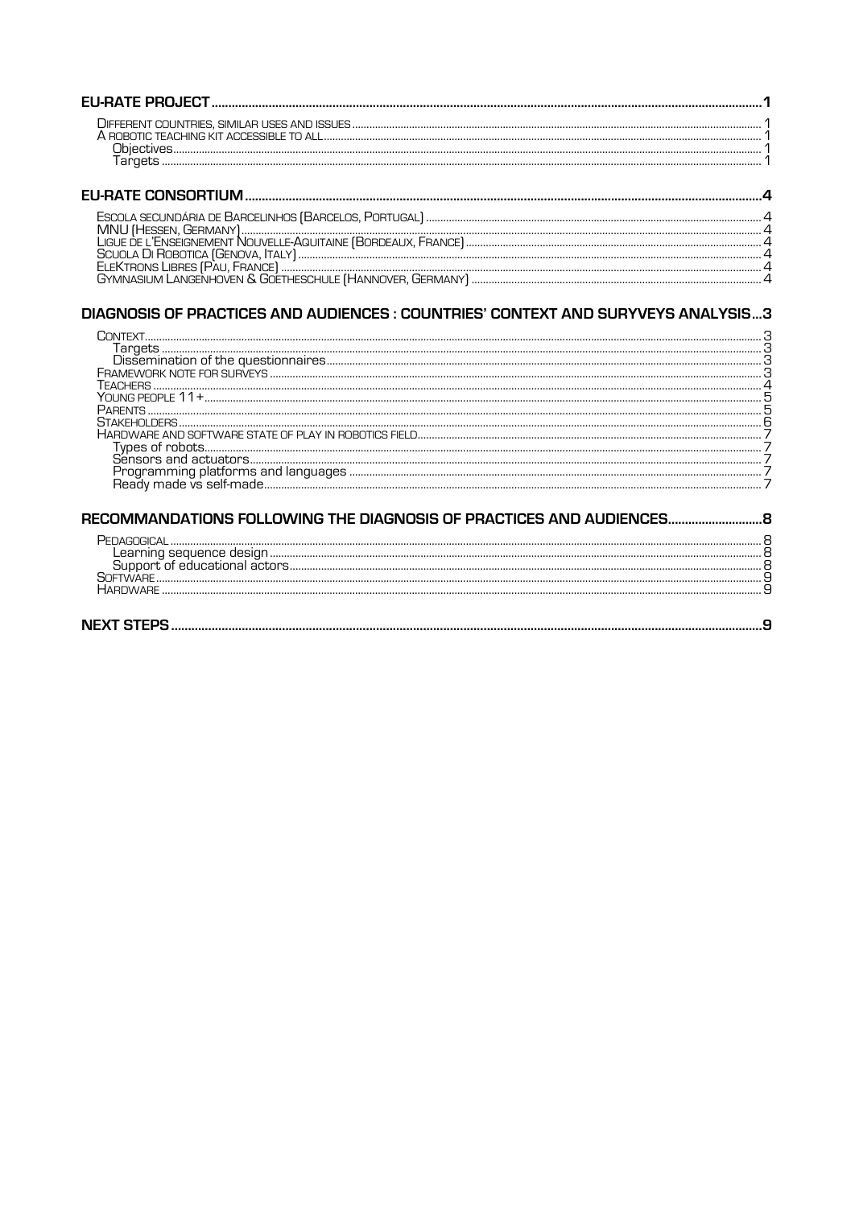EU-RATE PROJECT ........ 1
- Different countries, similar uses and issues ........ 1
- A robotic teaching kit accessible to all ........ 1
  - Objectives ........ 1
  - Targets ........ 1

EU-RATE CONSORTIUM ........ 4
- Escola secundária de Barcelinhos (Barcelos, Portugal) ........ 4
- MNU (Hessen, Germany) ........ 4
- Ligue de l'Enseignement Nouvelle-Aquitaine (Bordeaux, France) ........ 4
- Scuola Di Robotica (Genova, Italy) ........ 4
- EleKtrons Libres (Pau, France) ........ 4
- Gymnasium Langenhoven & Goetheschule (Hannover, Germany) ........ 4

DIAGNOSIS OF PRACTICES AND AUDIENCES : COUNTRIES' CONTEXT AND SURYVEYS ANALYSIS ... 3
- Context ........ 3
  - Targets ........ 3
  - Dissemination of the questionnaires ........ 3
- Framework note for surveys ........ 3
- Teachers ........ 4
- Young people 11+ ........ 5
- Parents ........ 5
- Stakeholders ........ 6
- Hardware and software state of play in robotics field ........ 7
  - Types of robots ........ 7
  - Sensors and actuators ........ 7
  - Programming platforms and languages ........ 7
  - Ready made vs self-made ........ 7

RECOMMANDATIONS FOLLOWING THE DIAGNOSIS OF PRACTICES AND AUDIENCES ........ 8
- Pedagogical ........ 8
  - Learning sequence design ........ 8
  - Support of educational actors ........ 8
- Software ........ 9
- Hardware ........ 9

NEXT STEPS ........ 9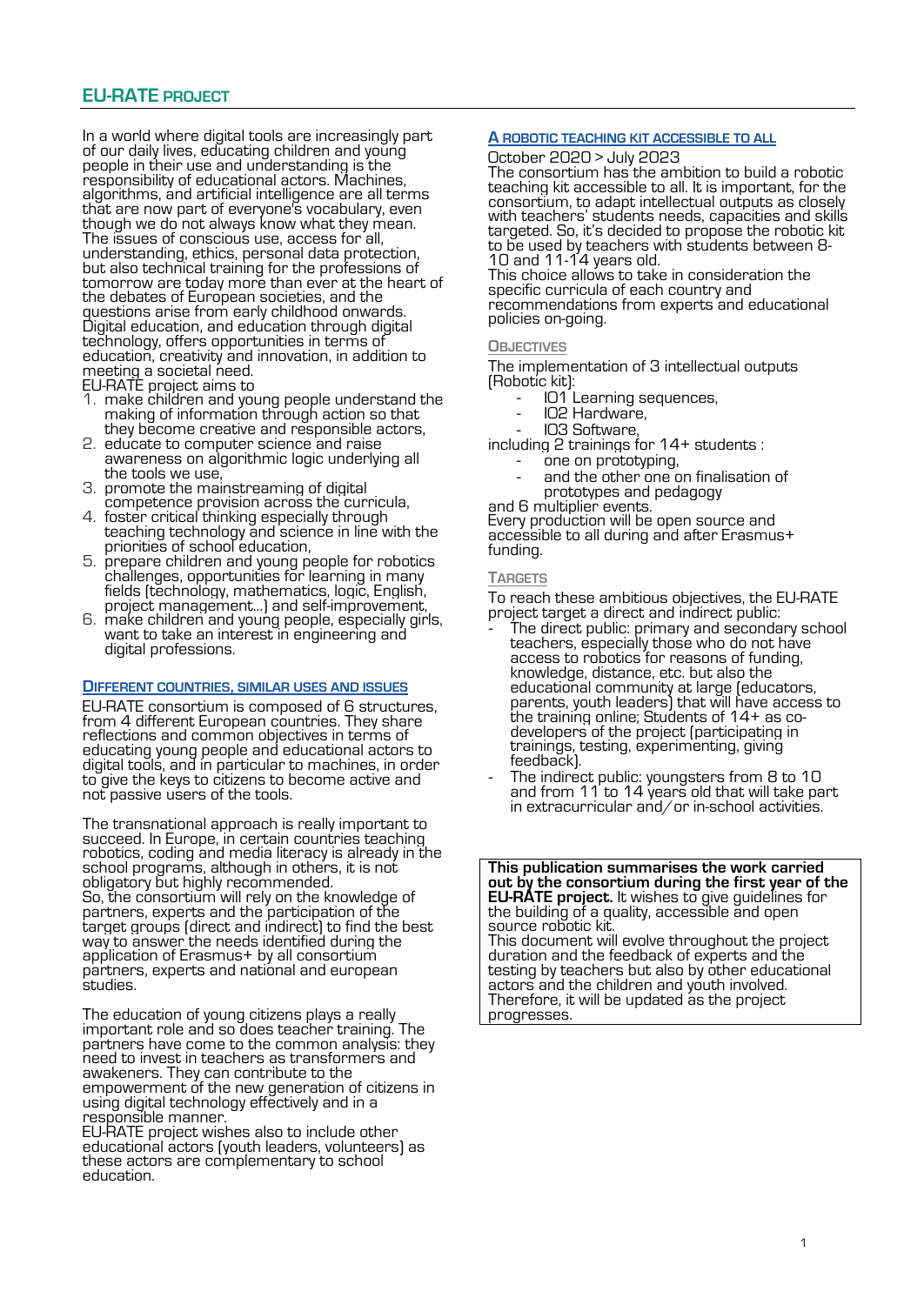## EU-RATE PROJECT

In a world where digital tools are increasingly part of our daily lives, educating children and young people in their use and understanding is the responsibility of educational actors. Machines, algorithms, and artificial intelligence are all terms that are now part of everyone's vocabulary, even though we do not always know what they mean. The issues of conscious use, access for all, understanding, ethics, personal data protection, but also technical training for the professions of tomorrow are today more than ever at the heart of the debates of European societies, and the questions arise from early childhood onwards. Digital education, and education through digital technology, offers opportunities in terms of education, creativity and innovation, in addition to meeting a societal need.

EU-RATE project aims to

1. make children and young people understand the making of information through action so that they become creative and responsible actors,
2. educate to computer science and raise awareness on algorithmic logic underlying all the tools we use,
3. promote the mainstreaming of digital competence provision across the curricula,
4. foster critical thinking especially through teaching technology and science in line with the priorities of school education,
5. prepare children and young people for robotics challenges, opportunities for learning in many fields (technology, mathematics, logic, English, project management…) and self-improvement,
6. make children and young people, especially girls, want to take an interest in engineering and digital professions.

### DIFFERENT COUNTRIES, SIMILAR USES AND ISSUES

EU-RATE consortium is composed of 6 structures, from 4 different European countries. They share reflections and common objectives in terms of educating young people and educational actors to digital tools, and in particular to machines, in order to give the keys to citizens to become active and not passive users of the tools.

The transnational approach is really important to succeed. In Europe, in certain countries teaching robotics, coding and media literacy is already in the school programs, although in others, it is not obligatory but highly recommended.
So, the consortium will rely on the knowledge of partners, experts and the participation of the target groups (direct and indirect) to find the best way to answer the needs identified during the application of Erasmus+ by all consortium partners, experts and national and european studies.

The education of young citizens plays a really important role and so does teacher training. The partners have come to the common analysis: they need to invest in teachers as transformers and awakeners. They can contribute to the empowerment of the new generation of citizens in using digital technology effectively and in a responsible manner.
EU-RATE project wishes also to include other educational actors (youth leaders, volunteers) as these actors are complementary to school education.

### A ROBOTIC TEACHING KIT ACCESSIBLE TO ALL

October 2020 > July 2023
The consortium has the ambition to build a robotic teaching kit accessible to all. It is important, for the consortium, to adapt intellectual outputs as closely with teachers' students needs, capacities and skills targeted. So, it's decided to propose the robotic kit to be used by teachers with students between 8-10 and 11-14 years old.
This choice allows to take in consideration the specific curricula of each country and recommendations from experts and educational policies on-going.

#### OBJECTIVES

The implementation of 3 intellectual outputs (Robotic kit):

- IO1 Learning sequences,
- IO2 Hardware,
- IO3 Software,

including 2 trainings for 14+ students :

- one on prototyping,
- and the other one on finalisation of prototypes and pedagogy

and 6 multiplier events.
Every production will be open source and accessible to all during and after Erasmus+ funding.

#### TARGETS

To reach these ambitious objectives, the EU-RATE project target a direct and indirect public:

- The direct public: primary and secondary school teachers, especially those who do not have access to robotics for reasons of funding, knowledge, distance, etc. but also the educational community at large (educators, parents, youth leaders) that will have access to the training online; Students of 14+ as co-developers of the project (participating in trainings, testing, experimenting, giving feedback).
- The indirect public: youngsters from 8 to 10 and from 11 to 14 years old that will take part in extracurricular and/or in-school activities.

**This publication summarises the work carried out by the consortium during the first year of the EU-RATE project.** It wishes to give guidelines for the building of a quality, accessible and open source robotic kit.
This document will evolve throughout the project duration and the feedback of experts and the testing by teachers but also by other educational actors and the children and youth involved. Therefore, it will be updated as the project progresses.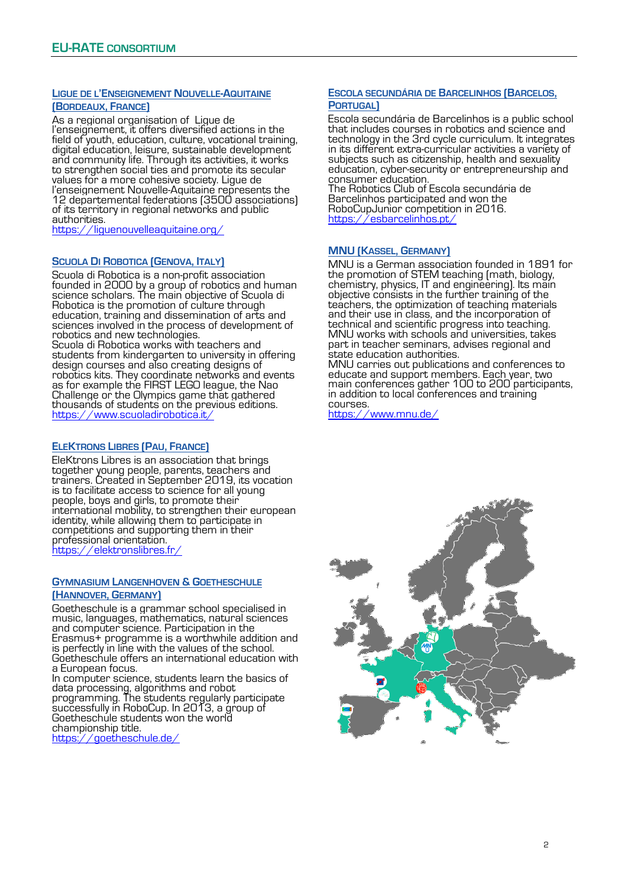## EU-RATE Consortium

### Ligue de l'Enseignement Nouvelle-Aquitaine (Bordeaux, France)

As a regional organisation of Ligue de l'enseignement, it offers diversified actions in the field of youth, education, culture, vocational training, digital education, leisure, sustainable development and community life. Through its activities, it works to strengthen social ties and promote its secular values for a more cohesive society. Ligue de l'enseignement Nouvelle-Aquitaine represents the 12 departemental federations (3500 associations) of its territory in regional networks and public authorities.
https://liguenouvelleaquitaine.org/

### Scuola Di Robotica (Genova, Italy)

Scuola di Robotica is a non-profit association founded in 2000 by a group of robotics and human science scholars. The main objective of Scuola di Robotica is the promotion of culture through education, training and dissemination of arts and sciences involved in the process of development of robotics and new technologies.
Scuola di Robotica works with teachers and students from kindergarten to university in offering design courses and also creating designs of robotics kits. They coordinate networks and events as for example the FIRST LEGO league, the Nao Challenge or the Olympics game that gathered thousands of students on the previous editions.
https://www.scuoladirobotica.it/

### EleKtrons Libres (Pau, France)

EleKtrons Libres is an association that brings together young people, parents, teachers and trainers. Created in September 2019, its vocation is to facilitate access to science for all young people, boys and girls, to promote their international mobility, to strengthen their european identity, while allowing them to participate in competitions and supporting them in their professional orientation.
https://elektronslibres.fr/

### Gymnasium Langenhoven & Goetheschule (Hannover, Germany)

Goetheschule is a grammar school specialised in music, languages, mathematics, natural sciences and computer science. Participation in the Erasmus+ programme is a worthwhile addition and is perfectly in line with the values of the school. Goetheschule offers an international education with a European focus.
In computer science, students learn the basics of data processing, algorithms and robot programming. The students regularly participate successfully in RoboCup. In 2013, a group of Goetheschule students won the world championship title.
https://goetheschule.de/

### Escola Secundária de Barcelinhos (Barcelos, Portugal)

Escola secundária de Barcelinhos is a public school that includes courses in robotics and science and technology in the 3rd cycle curriculum. It integrates in its different extra-curricular activities a variety of subjects such as citizenship, health and sexuality education, cyber-security or entrepreneurship and consumer education.
The Robotics Club of Escola secundária de Barcelinhos participated and won the RoboCupJunior competition in 2016.
https://esbarcelinhos.pt/

### MNU (Kassel, Germany)

MNU is a German association founded in 1891 for the promotion of STEM teaching (math, biology, chemistry, physics, IT and engineering). Its main objective consists in the further training of the teachers, the optimization of teaching materials and their use in class, and the incorporation of technical and scientific progress into teaching. MNU works with schools and universities, takes part in teacher seminars, advises regional and state education authorities.
MNU carries out publications and conferences to educate and support members. Each year, two main conferences gather 100 to 200 participants, in addition to local conferences and training courses.
https://www.mnu.de/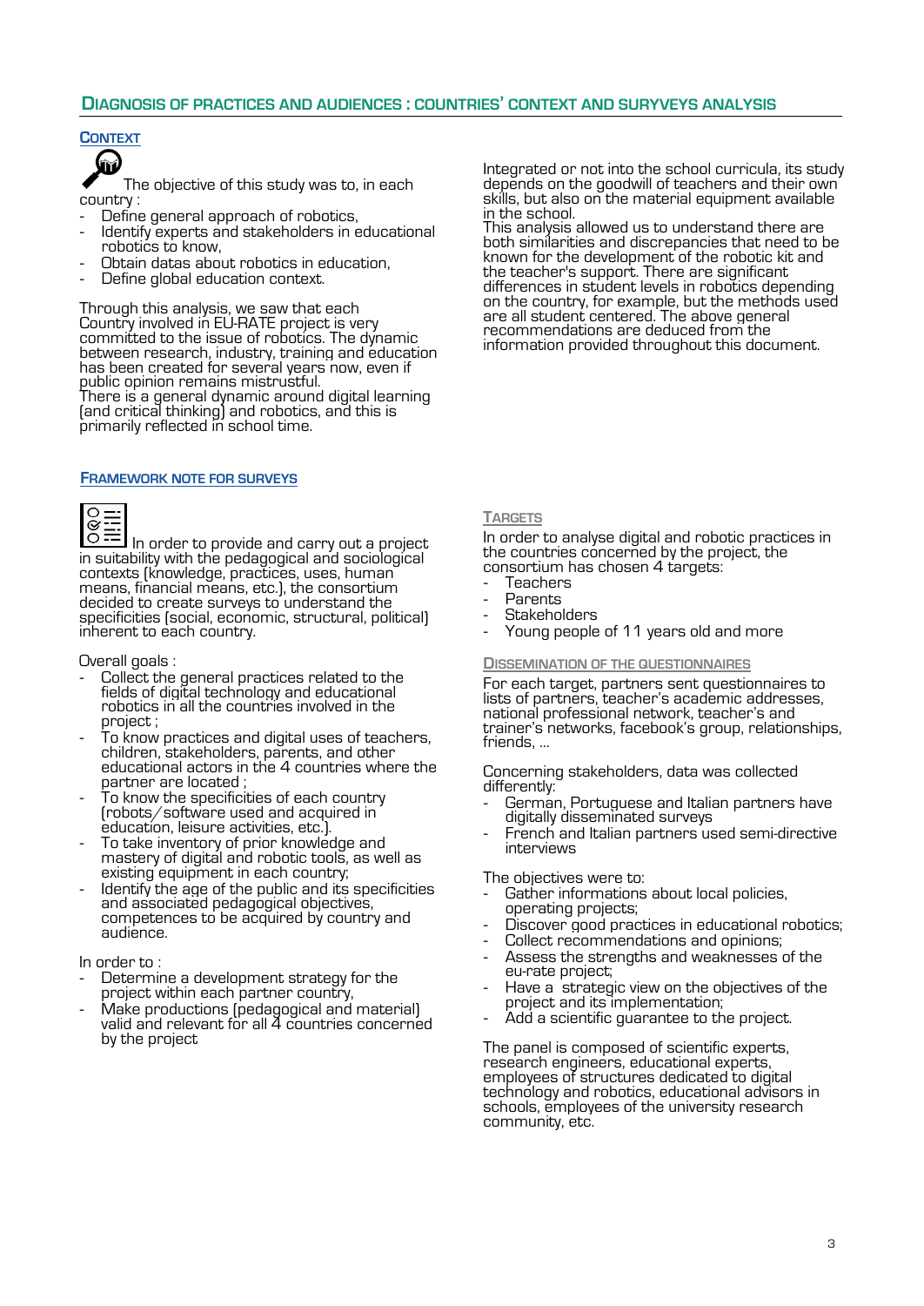## Diagnosis of practices and audiences : countries' context and suryveys analysis

### Context

The objective of this study was to, in each country :

- Define general approach of robotics,
- Identify experts and stakeholders in educational robotics to know,
- Obtain datas about robotics in education,
- Define global education context.

Through this analysis, we saw that each Country involved in EU-RATE project is very committed to the issue of robotics. The dynamic between research, industry, training and education has been created for several years now, even if public opinion remains mistrustful.
There is a general dynamic around digital learning (and critical thinking) and robotics, and this is primarily reflected in school time.

Integrated or not into the school curricula, its study depends on the goodwill of teachers and their own skills, but also on the material equipment available in the school.
This analysis allowed us to understand there are both similarities and discrepancies that need to be known for the development of the robotic kit and the teacher's support. There are significant differences in student levels in robotics depending on the country, for example, but the methods used are all student centered. The above general recommendations are deduced from the information provided throughout this document.

### Framework note for surveys

In order to provide and carry out a project in suitability with the pedagogical and sociological contexts (knowledge, practices, uses, human means, financial means, etc.), the consortium decided to create surveys to understand the specificities (social, economic, structural, political) inherent to each country.

Overall goals :

- Collect the general practices related to the fields of digital technology and educational robotics in all the countries involved in the project ;
- To know practices and digital uses of teachers, children, stakeholders, parents, and other educational actors in the 4 countries where the partner are located ;
- To know the specificities of each country (robots/software used and acquired in education, leisure activities, etc.).
- To take inventory of prior knowledge and mastery of digital and robotic tools, as well as existing equipment in each country;
- Identify the age of the public and its specificities and associated pedagogical objectives, competences to be acquired by country and audience.

In order to :

- Determine a development strategy for the project within each partner country,
- Make productions (pedagogical and material) valid and relevant for all 4 countries concerned by the project

#### Targets

In order to analyse digital and robotic practices in the countries concerned by the project, the consortium has chosen 4 targets:

- Teachers
- Parents
- Stakeholders
- Young people of 11 years old and more

#### Dissemination of the questionnaires

For each target, partners sent questionnaires to lists of partners, teacher's academic addresses, national professional network, teacher's and trainer's networks, facebook's group, relationships, friends, ...

Concerning stakeholders, data was collected differently:

- German, Portuguese and Italian partners have digitally disseminated surveys
- French and Italian partners used semi-directive interviews

The objectives were to:

- Gather informations about local policies, operating projects;
- Discover good practices in educational robotics;
- Collect recommendations and opinions;
- Assess the strengths and weakness of the eu-rate project;
- Have a strategic view on the objectives of the project and its implementation;
- Add a scientific guarantee to the project.

The panel is composed of scientific experts, research engineers, educational experts, employees of structures dedicated to digital technology and robotics, educational advisors in schools, employees of the university research community, etc.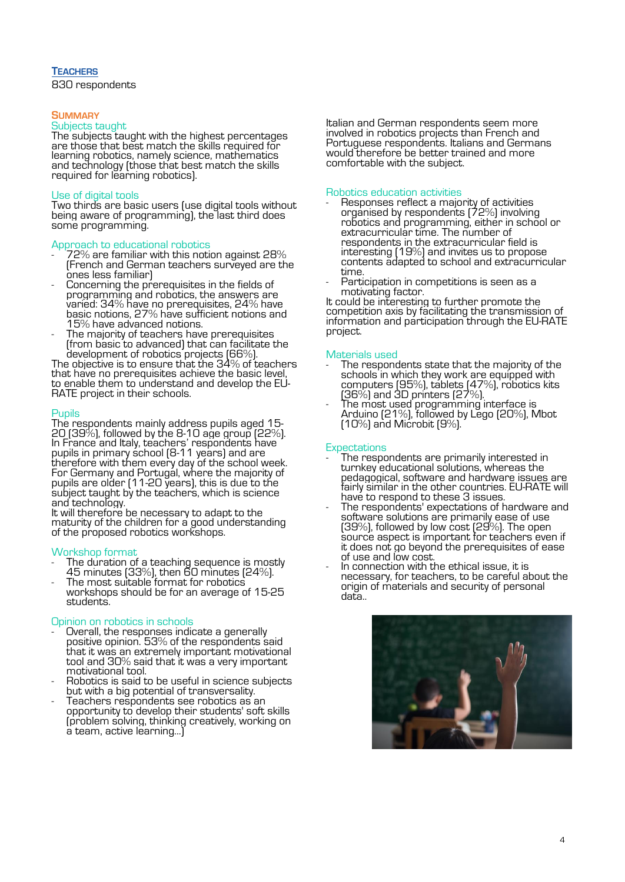## Teachers

830 respondents

### Summary

#### Subjects taught

The subjects taught with the highest percentages are those that best match the skills required for learning robotics, namely science, mathematics and technology (those that best match the skills required for learning robotics).

#### Use of digital tools

Two thirds are basic users (use digital tools without being aware of programming), the last third does some programming.

#### Approach to educational robotics

- 72% are familiar with this notion against 28% (French and German teachers surveyed are the ones less familiar)
- Concerning the prerequisites in the fields of programming and robotics, the answers are varied: 34% have no prerequisites, 24% have basic notions, 27% have sufficient notions and 15% have advanced notions.
- The majority of teachers have prerequisites (from basic to advanced) that can facilitate the development of robotics projects (66%).

The objective is to ensure that the 34% of teachers that have no prerequisites achieve the basic level, to enable them to understand and develop the EU-RATE project in their schools.

#### Pupils

The respondents mainly address pupils aged 15-20 (39%), followed by the 8-10 age group (22%). In France and Italy, teachers' respondents have pupils in primary school (8-11 years) and are therefore with them every day of the school week. For Germany and Portugal, where the majority of pupils are older (11-20 years), this is due to the subject taught by the teachers, which is science and technology.

It will therefore be necessary to adapt to the maturity of the children for a good understanding of the proposed robotics workshops.

#### Workshop format

- The duration of a teaching sequence is mostly 45 minutes (33%), then 60 minutes (24%).
- The most suitable format for robotics workshops should be for an average of 15-25 students.

#### Opinion on robotics in schools

- Overall, the responses indicate a generally positive opinion. 53% of the respondents said that it was an extremely important motivational tool and 30% said that it was a very important motivational tool.
- Robotics is said to be useful in science subjects but with a big potential of transversality.
- Teachers respondents see robotics as an opportunity to develop their students' soft skills (problem solving, thinking creatively, working on a team, active learning...)

Italian and German respondents seem more involved in robotics projects than French and Portuguese respondents. Italians and Germans would therefore be better trained and more comfortable with the subject.

#### Robotics education activities

- Responses reflect a majority of activities organised by respondents (72%) involving robotics and programming, either in school or extracurricular time. The number of respondents in the extracurricular field is interesting (19%) and invites us to propose contents adapted to school and extracurricular time.
- Participation in competitions is seen as a motivating factor.

It could be interesting to further promote the competition axis by facilitating the transmission of information and participation through the EU-RATE project.

#### Materials used

- The respondents state that the majority of the schools in which they work are equipped with computers (95%), tablets (47%), robotics kits (36%) and 3D printers (27%).
- The most used programming interface is Arduino (21%), followed by Lego (20%), Mbot (10%) and Microbit (9%).

#### Expectations

- The respondents are primarily interested in turnkey educational solutions, whereas the pedagogical, software and hardware issues are fairly similar in the other countries. EU-RATE will have to respond to these 3 issues.
- The respondents' expectations of hardware and software solutions are primarily ease of use (39%), followed by low cost (29%). The open source aspect is important for teachers even if it does not go beyond the prerequisites of ease of use and low cost.
- In connection with the ethical issue, it is necessary, for teachers, to be careful about the origin of materials and security of personal data..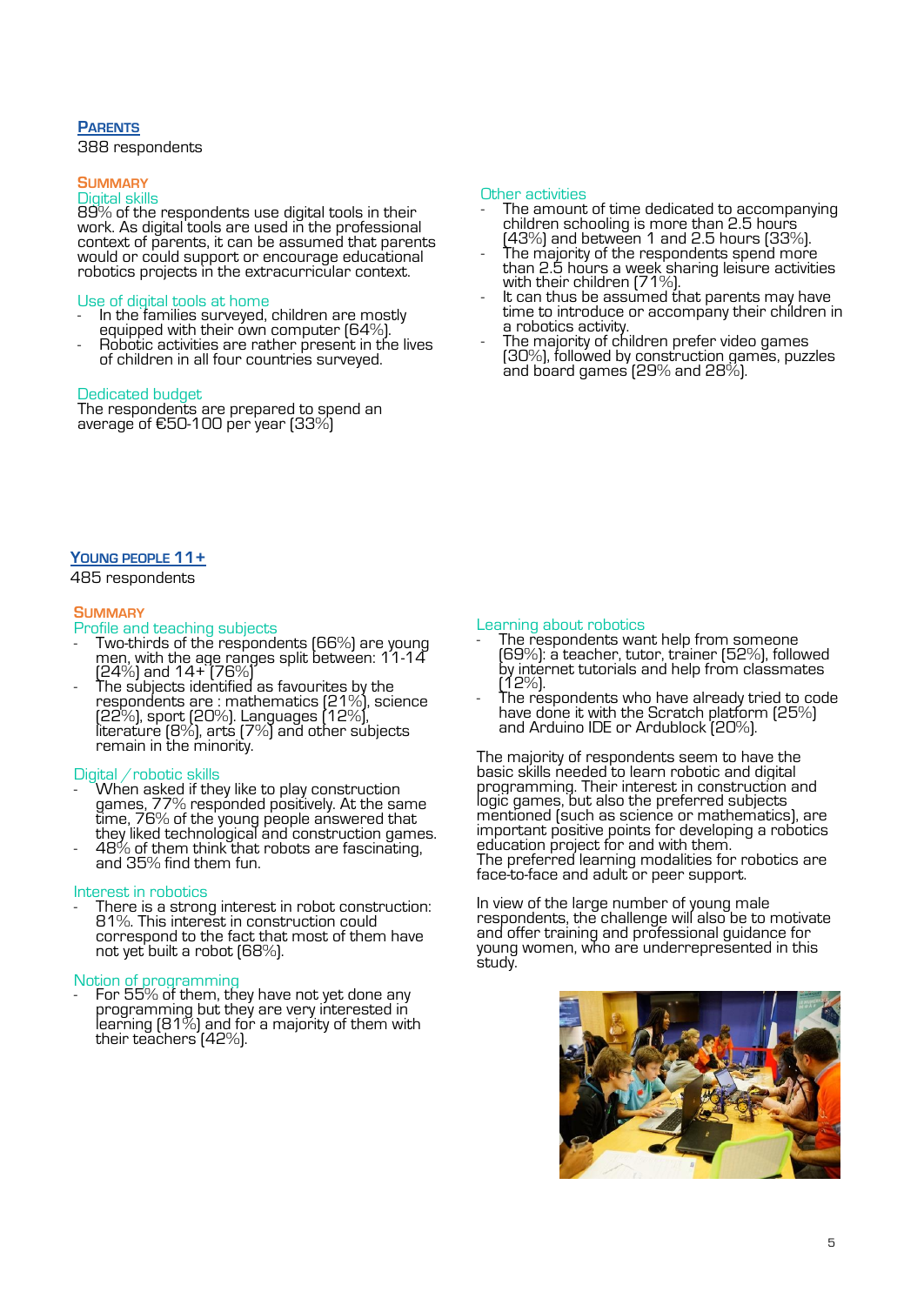## PARENTS

388 respondents

### SUMMARY

#### Digital skills

89% of the respondents use digital tools in their work. As digital tools are used in the professional context of parents, it can be assumed that parents would or could support or encourage educational robotics projects in the extracurricular context.

#### Use of digital tools at home

- In the families surveyed, children are mostly equipped with their own computer (64%).
- Robotic activities are rather present in the lives of children in all four countries surveyed.

#### Dedicated budget

The respondents are prepared to spend an average of €50-100 per year (33%)

#### Other activities

- The amount of time dedicated to accompanying children schooling is more than 2.5 hours (43%) and between 1 and 2.5 hours (33%).
- The majority of the respondents spend more than 2.5 hours a week sharing leisure activities with their children (71%).
- It can thus be assumed that parents may have time to introduce or accompany their children in a robotics activity.
- The majority of children prefer video games (30%), followed by construction games, puzzles and board games (29% and 28%).

## YOUNG PEOPLE 11+

485 respondents

### SUMMARY

#### Profile and teaching subjects

- Two-thirds of the respondents (66%) are young men, with the age ranges split between: 11-14 (24%) and 14+ (76%)
- The subjects identified as favourites by the respondents are : mathematics (21%), science (22%), sport (20%). Languages (12%), literature (8%), arts (7%) and other subjects remain in the minority.

#### Digital / robotic skills

- When asked if they like to play construction games, 77% responded positively. At the same time, 76% of the young people answered that they liked technological and construction games.
- 48% of them think that robots are fascinating, and 35% find them fun.

#### Interest in robotics

- There is a strong interest in robot construction: 81%. This interest in construction could correspond to the fact that most of them have not yet built a robot (68%).

#### Notion of programming

- For 55% of them, they have not yet done any programming but they are very interested in learning (81%) and for a majority of them with their teachers (42%).

#### Learning about robotics

- The respondents want help from someone (69%): a teacher, tutor, trainer (52%), followed by internet tutorials and help from classmates (12%).
- The respondents who have already tried to code have done it with the Scratch platform (25%) and Arduino IDE or Ardublock (20%).

The majority of respondents seem to have the basic skills needed to learn robotic and digital programming. Their interest in construction and logic games, but also the preferred subjects mentioned (such as science or mathematics), are important positive points for developing a robotics education project for and with them.
The preferred learning modalities for robotics are face-to-face and adult or peer support.

In view of the large number of young male respondents, the challenge will also be to motivate and offer training and professional guidance for young women, who are underrepresented in this study.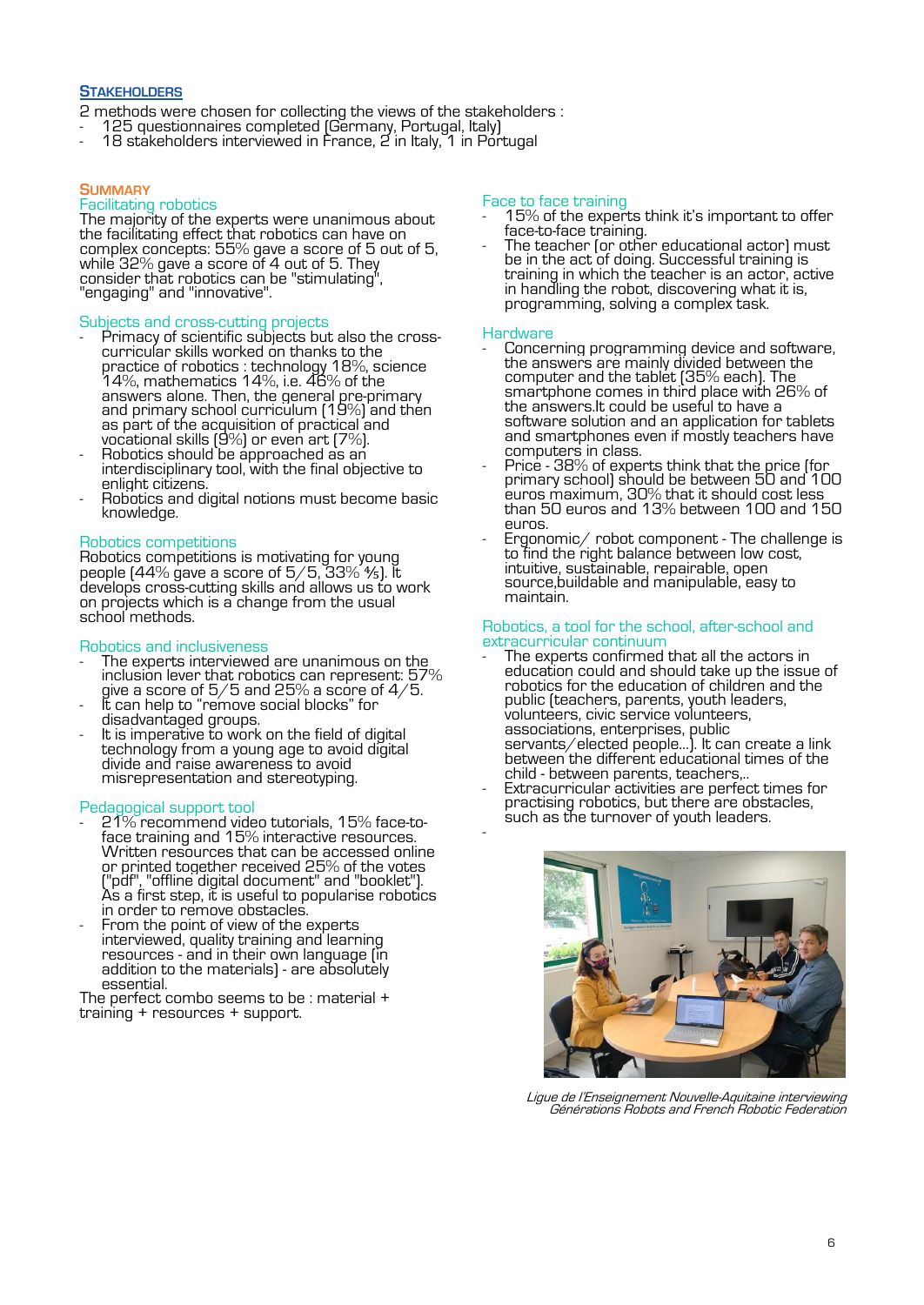## STAKEHOLDERS

2 methods were chosen for collecting the views of the stakeholders :

- 125 questionnaires completed (Germany, Portugal, Italy)
- 18 stakeholders interviewed in France, 2 in Italy, 1 in Portugal

## SUMMARY

### Facilitating robotics

The majority of the experts were unanimous about the facilitating effect that robotics can have on complex concepts: 55% gave a score of 5 out of 5, while 32% gave a score of 4 out of 5. They consider that robotics can be "stimulating", "engaging" and "innovative".

### Subjects and cross-cutting projects

- Primacy of scientific subjects but also the cross-curricular skills worked on thanks to the practice of robotics : technology 18%, science 14%, mathematics 14%, i.e. 46% of the answers alone. Then, the general pre-primary and primary school curriculum (19%) and then as part of the acquisition of practical and vocational skills (9%) or even art (7%).
- Robotics should be approached as an interdisciplinary tool, with the final objective to enlight citizens.
- Robotics and digital notions must become basic knowledge.

### Robotics competitions

Robotics competitions is motivating for young people (44% gave a score of 5/5, 33% 4/5). It develops cross-cutting skills and allows us to work on projects which is a change from the usual school methods.

### Robotics and inclusiveness

- The experts interviewed are unanimous on the inclusion lever that robotics can represent: 57% give a score of 5/5 and 25% a score of 4/5.
- It can help to "remove social blocks" for disadvantaged groups.
- It is imperative to work on the field of digital technology from a young age to avoid digital divide and raise awareness to avoid misrepresentation and stereotyping.

### Pedagogical support tool

- 21% recommend video tutorials, 15% face-to-face training and 15% interactive resources. Written resources that can be accessed online or printed together received 25% of the votes ("pdf", "offline digital document" and "booklet"). As a first step, it is useful to popularise robotics in order to remove obstacles.
- From the point of view of the experts interviewed, quality training and learning resources - and in their own language (in addition to the materials) - are absolutely essential.

The perfect combo seems to be : material + training + resources + support.

### Face to face training

- 15% of the experts think it's important to offer face-to-face training.
- The teacher (or other educational actor) must be in the act of doing. Successful training is training in which the teacher is an actor, active in handling the robot, discovering what it is, programming, solving a complex task.

### Hardware

- Concerning programming device and software, the answers are mainly divided between the computer and the tablet (35% each). The smartphone comes in third place with 26% of the answers.It could be useful to have a software solution and an application for tablets and smartphones even if mostly teachers have computers in class.
- Price - 38% of experts think that the price (for primary school) should be between 50 and 100 euros maximum, 30% that it should cost less than 50 euros and 13% between 100 and 150 euros.
- Ergonomic/ robot component - The challenge is to find the right balance between low cost, intuitive, sustainable, repairable, open source,buildable and manipulable, easy to maintain.

### Robotics, a tool for the school, after-school and extracurricular continuum

- The experts confirmed that all the actors in education could and should take up the issue of robotics for the education of children and the public (teachers, parents, youth leaders, volunteers, civic service volunteers, associations, enterprises, public servants/elected people...). It can create a link between the different educational times of the child - between parents, teachers,...
- Extracurricular activities are perfect times for practising robotics, but there are obstacles, such as the turnover of youth leaders.

*Ligue de l'Enseignement Nouvelle-Aquitaine interviewing Générations Robots and French Robotic Federation*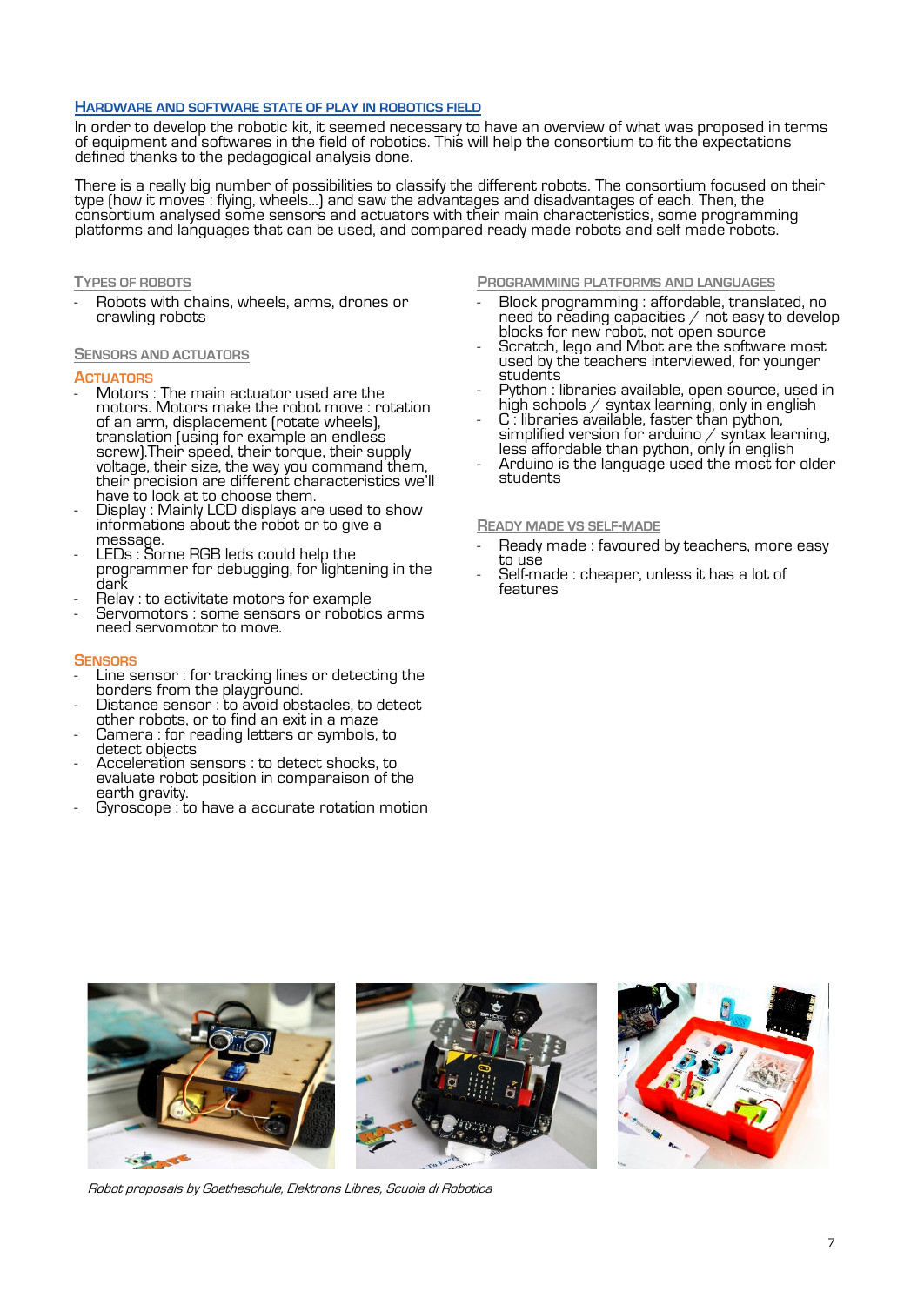## Hardware and software state of play in robotics field

In order to develop the robotic kit, it seemed necessary to have an overview of what was proposed in terms of equipment and softwares in the field of robotics. This will help the consortium to fit the expectations defined thanks to the pedagogical analysis done.

There is a really big number of possibilities to classify the different robots. The consortium focused on their type (how it moves : flying, wheels...) and saw the advantages and disadvantages of each. Then, the consortium analysed some sensors and actuators with their main characteristics, some programming platforms and languages that can be used, and compared ready made robots and self made robots.

### Types of robots

- Robots with chains, wheels, arms, drones or crawling robots

### Sensors and actuators

#### Actuators

- Motors : The main actuator used are the motors. Motors make the robot move : rotation of an arm, displacement (rotate wheels), translation (using for example an endless screw).Their speed, their torque, their supply voltage, their size, the way you command them, their precision are different characteristics we'll have to look at to choose them.
- Display : Mainly LCD displays are used to show informations about the robot or to give a message.
- LEDs : Some RGB leds could help the programmer for debugging, for lightening in the dark
- Relay : to activitate motors for example
- Servomotors : some sensors or robotics arms need servomotor to move.

#### Sensors

- Line sensor : for tracking lines or detecting the borders from the playground.
- Distance sensor : to avoid obstacles, to detect other robots, or to find an exit in a maze
- Camera : for reading letters or symbols, to detect objects
- Acceleration sensors : to detect shocks, to evaluate robot position in comparaison of the earth gravity.
- Gyroscope : to have a accurate rotation motion

### Programming platforms and languages

- Block programming : affordable, translated, no need to reading capacities / not easy to develop blocks for new robot, not open source
- Scratch, lego and Mbot are the software most used by the teachers interviewed, for younger students
- Python : libraries available, open source, used in high schools / syntax learning, only in english
- C : libraries available, faster than python, simplified version for arduino / syntax learning, less affordable than python, only in english
- Arduino is the language used the most for older students

### Ready made vs self-made

- Ready made : favoured by teachers, more easy to use
- Self-made : cheaper, unless it has a lot of features

*Robot proposals by Goetheschule, Elektrons Libres, Scuola di Robotica*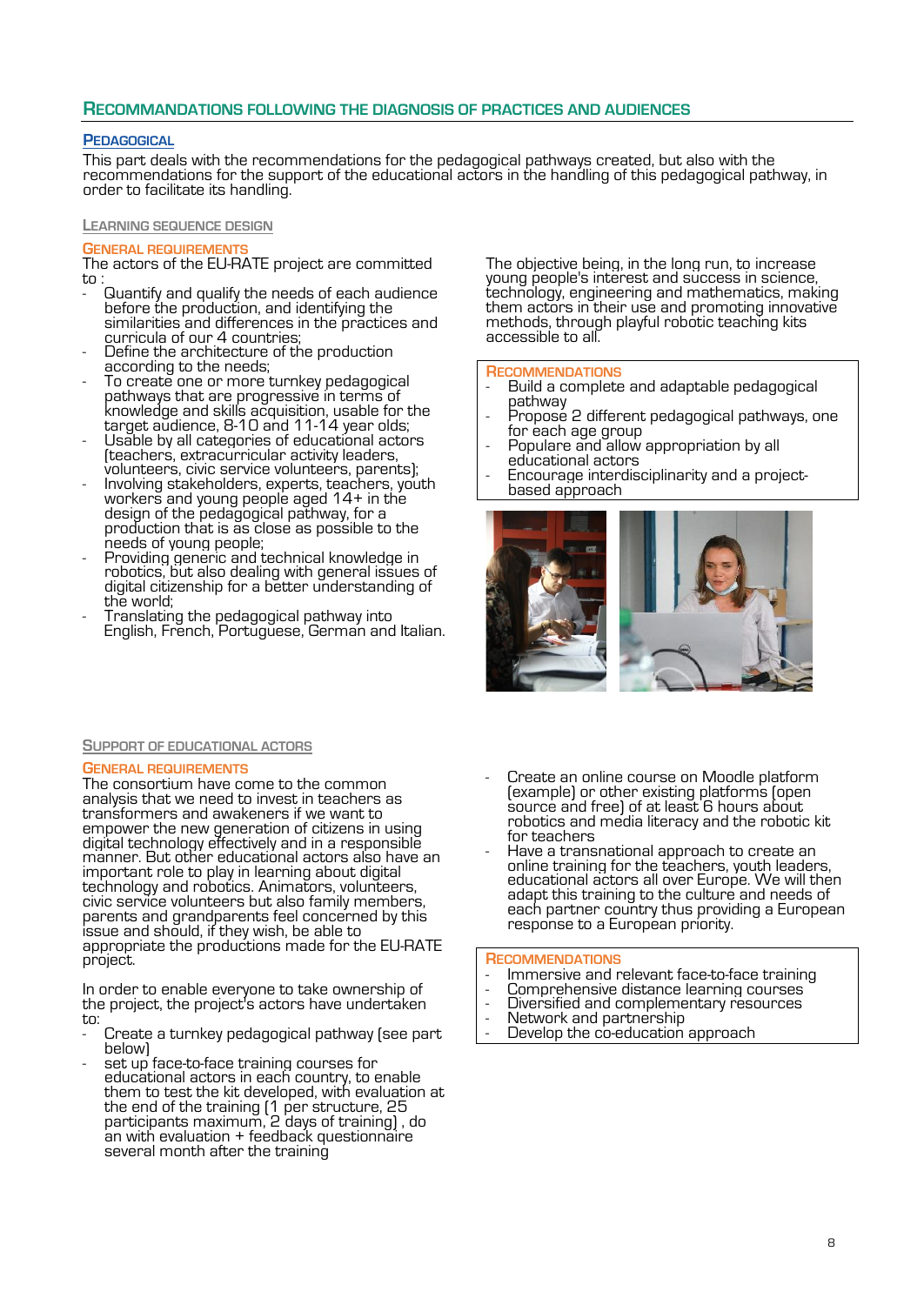## Recommandations following the diagnosis of practices and audiences

### Pedagogical

This part deals with the recommendations for the pedagogical pathways created, but also with the recommendations for the support of the educational actors in the handling of this pedagogical pathway, in order to facilitate its handling.

#### Learning sequence design

##### General requirements

The actors of the EU-RATE project are committed to :

- Quantify and qualify the needs of each audience before the production, and identifying the similarities and differences in the practices and curricula of our 4 countries;
- Define the architecture of the production according to the needs;
- To create one or more turnkey pedagogical pathways that are progressive in terms of knowledge and skills acquisition, usable for the target audience, 8-10 and 11-14 year olds;
- Usable by all categories of educational actors (teachers, extracurricular activity leaders, volunteers, civic service volunteers, parents);
- Involving stakeholders, experts, teachers, youth workers and young people aged 14+ in the design of the pedagogical pathway, for a production that is as close as possible to the needs of young people;
- Providing generic and technical knowledge in robotics, but also dealing with general issues of digital citizenship for a better understanding of the world;
- Translating the pedagogical pathway into English, French, Portuguese, German and Italian.

The objective being, in the long run, to increase young people's interest and success in science, technology, engineering and mathematics, making them actors in their use and promoting innovative methods, through playful robotic teaching kits accessible to all.

##### Recommendations

- Build a complete and adaptable pedagogical pathway
- Propose 2 different pedagogical pathways, one for each age group
- Populare and allow appropriation by all educational actors
- Encourage interdisciplinarity and a project-based approach

#### Support of educational actors

##### General requirements

The consortium have come to the common analysis that we need to invest in teachers as transformers and awakeners if we want to empower the new generation of citizens in using digital technology effectively and in a responsible manner. But other educational actors also have an important role to play in learning about digital technology and robotics. Animators, volunteers, civic service volunteers but also family members, parents and grandparents feel concerned by this issue and should, if they wish, be able to appropriate the productions made for the EU-RATE project.

In order to enable everyone to take ownership of the project, the project's actors have undertaken to:

- Create a turnkey pedagogical pathway (see part below)
- set up face-to-face training courses for educational actors in each country, to enable them to test the kit developed, with evaluation at the end of the training (1 per structure, 25 participants maximum, 2 days of training) , do an with evaluation + feedback questionnaire several month after the training
- Create an online course on Moodle platform (example) or other existing platforms (open source and free) of at least 6 hours about robotics and media literacy and the robotic kit for teachers
- Have a transnational approach to create an online training for the teachers, youth leaders, educational actors all over Europe. We will then adapt this training to the culture and needs of each partner country thus providing a European response to a European priority.

##### Recommendations

- Immersive and relevant face-to-face training
- Comprehensive distance learning courses
- Diversified and complementary resources
- Network and partnership
- Develop the co-education approach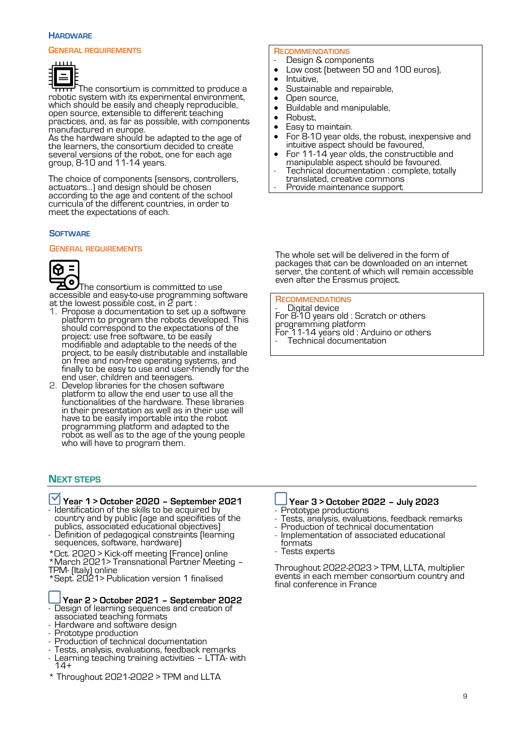## Hardware

### General requirements

The consortium is committed to produce a robotic system with its experimental environment, which should be easily and cheaply reproducible, open source, extensible to different teaching practices, and, as far as possible, with components manufactured in europe.
As the hardware should be adapted to the age of the learners, the consortium decided to create several versions of the robot, one for each age group, 8-10 and 11-14 years.

The choice of components (sensors, controllers, actuators...) and design should be chosen according to the age and content of the school curricula of the different countries, in order to meet the expectations of each.

### Recommendations

- Design & components
  - Low cost (between 50 and 100 euros),
  - Intuitive,
  - Sustainable and repairable,
  - Open source,
  - Buildable and manipulable,
  - Robust,
  - Easy to maintain.
  - For 8-10 year olds, the robust, inexpensive and intuitive aspect should be favoured,
  - For 11-14 year olds, the constructible and manipulable aspect should be favoured.
- Technical documentation : complete, totally translated, creative commons
- Provide maintenance support

## Software

### General requirements

The consortium is committed to use accessible and easy-to-use programming software at the lowest possible cost, in 2 part :

1. Propose a documentation to set up a software platform to program the robots developed. This should correspond to the expectations of the project: use free software, to be easily modifiable and adaptable to the needs of the project, to be easily distributable and installable on free and non-free operating systems, and finally to be easy to use and user-friendly for the end user, children and teenagers.
2. Develop libraries for the chosen software platform to allow the end user to use all the functionalities of the hardware. These libraries in their presentation as well as in their use will have to be easily importable into the robot programming platform and adapted to the robot as well as to the age of the young people who will have to program them.

The whole set will be delivered in the form of packages that can be downloaded on an internet server, the content of which will remain accessible even after the Erasmus project.

### Recommendations

- Digital device
For 8-10 years old : Scratch or others programming platform
For 11-14 years old : Arduino or others
- Technical documentation

## Next steps

**Year 1 > October 2020 – September 2021**

- Identification of the skills to be acquired by country and by public (age and specifities of the publics, associated educational objectives)
- Definition of pedagogical contraints (learning sequences, software, hardware)

*Oct. 2020 > Kick-off meeting (France) online
*March 2021> Transnational Partner Meeting – TPM- (Italy) online
*Sept. 2021> Publication version 1 finalised

**Year 2 > October 2021 – September 2022**

- Design of learning sequences and creation of associated teaching formats
- Hardware and software design
- Prototype production
- Production of technical documentation
- Tests, analysis, evaluations, feedback remarks
- Learning teaching training activities – LLTA- with 14+

* Throughout 2021-2022 > TPM and LLTA

**Year 3 > October 2022 – July 2023**

- Prototype productions
- Tests, analysis, evaluations, feedback remarks
- Production of technical documentation
- Implementation of associated educational formats
- Tests experts

Throughout 2022-2023 > TPM, LLTA, multiplier events in each member consortium country and final conference in France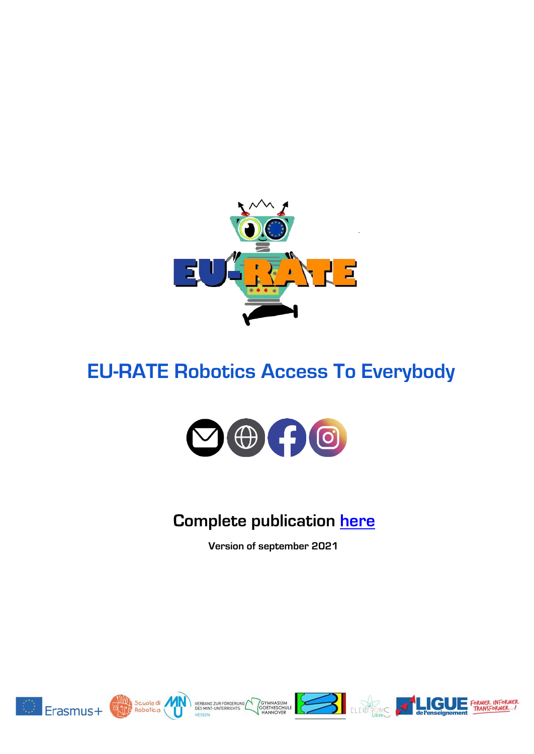# EU-RATE Robotics Access To Everybody

## Complete publication here

**Version of september 2021**